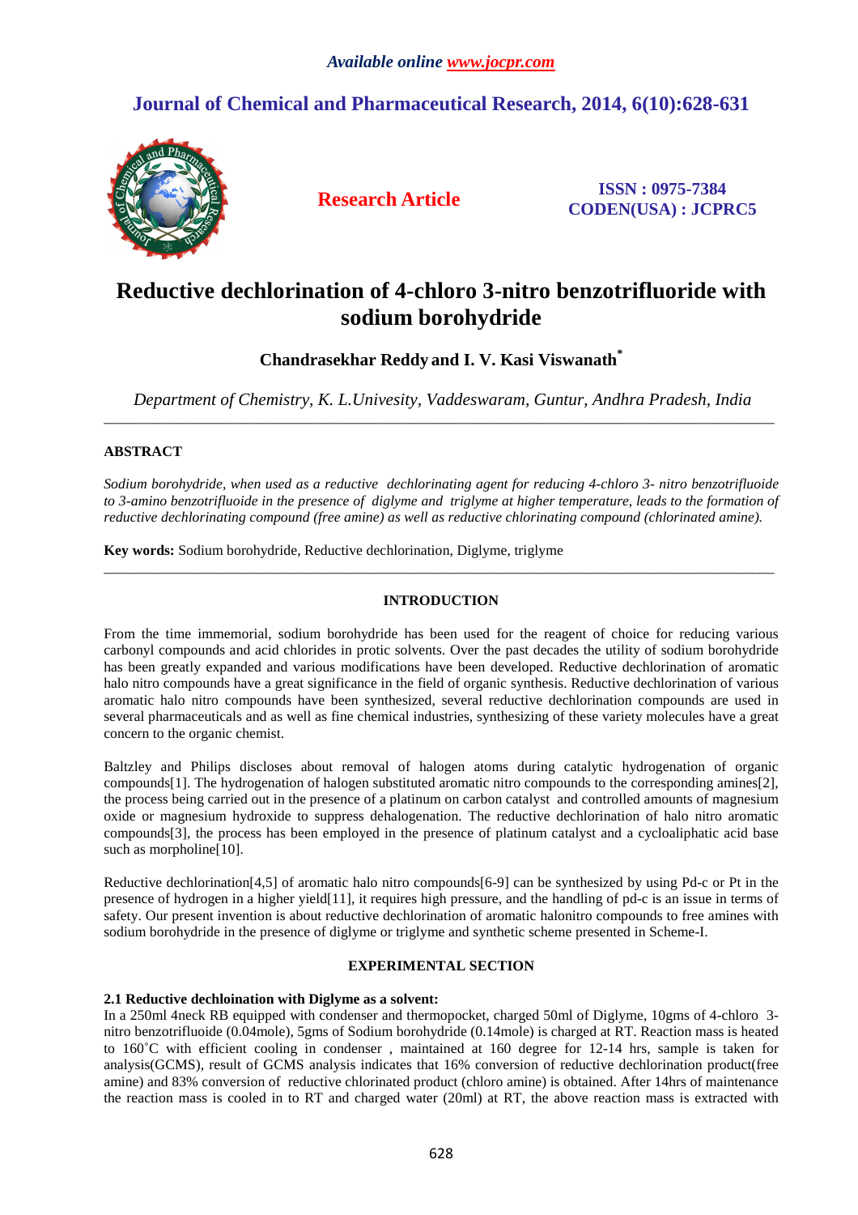# Reductive dechlorination of 4-chloro 3-nitro benzotrifluoride with sodium borohydride

**Chandrasekhar Reddy and I. V. Kasi Viswanath***

*Department of Chemistry, K. L.Univesity, Vaddeswaram, Guntur, Andhra Pradesh, India*

---

## ABSTRACT

*Sodium borohydride, when used as a reductive dechlorinating agent for reducing 4-chloro 3- nitro benzotrifluoide to 3-amino benzotrifluoide in the presence of diglyme and triglyme at higher temperature, leads to the formation of reductive dechlorinating compound (free amine) as well as reductive chlorinating compound (chlorinated amine).*

**Key words:** Sodium borohydride, Reductive dechlorination, Diglyme, triglyme

---

## INTRODUCTION

From the time immemorial, sodium borohydride has been used for the reagent of choice for reducing various carbonyl compounds and acid chlorides in protic solvents. Over the past decades the utility of sodium borohydride has been greatly expanded and various modifications have been developed. Reductive dechlorination of aromatic halo nitro compounds have a great significance in the field of organic synthesis. Reductive dechlorination of various aromatic halo nitro compounds have been synthesized, several reductive dechlorination compounds are used in several pharmaceuticals and as well as fine chemical industries, synthesizing of these variety molecules have a great concern to the organic chemist.

Baltzley and Philips discloses about removal of halogen atoms during catalytic hydrogenation of organic compounds[1]. The hydrogenation of halogen substituted aromatic nitro compounds to the corresponding amines[2], the process being carried out in the presence of a platinum on carbon catalyst and controlled amounts of magnesium oxide or magnesium hydroxide to suppress dehalogenation. The reductive dechlorination of halo nitro aromatic compounds[3], the process has been employed in the presence of platinum catalyst and a cycloaliphatic acid base such as morpholine[10].

Reductive dechlorination[4,5] of aromatic halo nitro compounds[6-9] can be synthesized by using Pd-c or Pt in the presence of hydrogen in a higher yield[11], it requires high pressure, and the handling of pd-c is an issue in terms of safety. Our present invention is about reductive dechlorination of aromatic halonitro compounds to free amines with sodium borohydride in the presence of diglyme or triglyme and synthetic scheme presented in Scheme-I.

## EXPERIMENTAL SECTION

### 2.1 Reductive dechloination with Diglyme as a solvent:

In a 250ml 4neck RB equipped with condenser and thermopocket, charged 50ml of Diglyme, 10gms of 4-chloro 3-nitro benzotrifluoide (0.04mole), 5gms of Sodium borohydride (0.14mole) is charged at RT. Reaction mass is heated to 160˚C with efficient cooling in condenser , maintained at 160 degree for 12-14 hrs, sample is taken for analysis(GCMS), result of GCMS analysis indicates that 16% conversion of reductive dechlorination product(free amine) and 83% conversion of reductive chlorinated product (chloro amine) is obtained. After 14hrs of maintenance the reaction mass is cooled in to RT and charged water (20ml) at RT, the above reaction mass is extracted with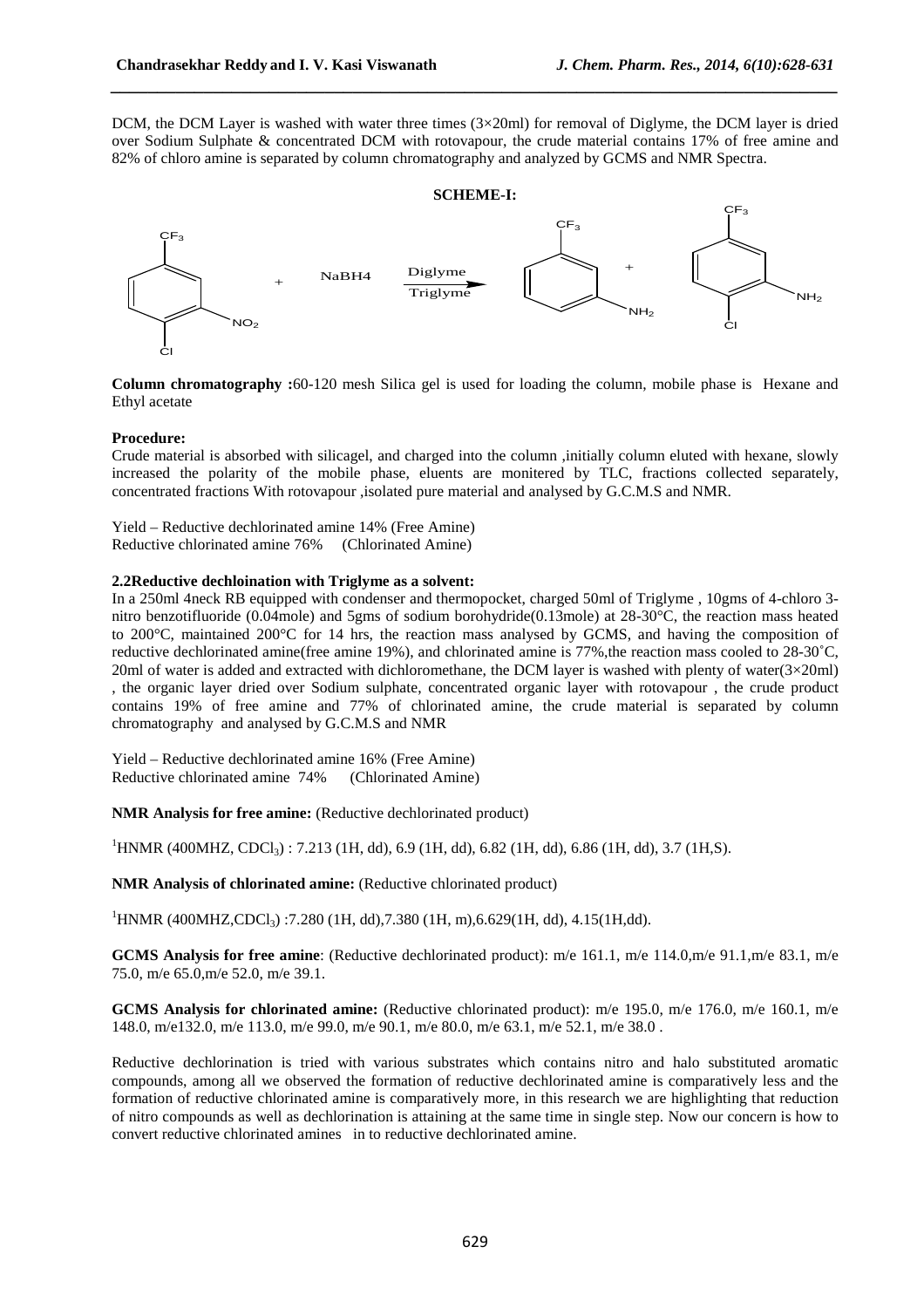DCM, the DCM Layer is washed with water three times (3×20ml) for removal of Diglyme, the DCM layer is dried over Sodium Sulphate & concentrated DCM with rotovapour, the crude material contains 17% of free amine and 82% of chloro amine is separated by column chromatography and analyzed by GCMS and NMR Spectra.

**SCHEME-I:**

**Column chromatography :**60-120 mesh Silica gel is used for loading the column, mobile phase is Hexane and Ethyl acetate

**Procedure:**

Crude material is absorbed with silicagel, and charged into the column ,initially column eluted with hexane, slowly increased the polarity of the mobile phase, eluents are monitered by TLC, fractions collected separately, concentrated fractions With rotovapour ,isolated pure material and analysed by G.C.M.S and NMR.

Yield – Reductive dechlorinated amine 14% (Free Amine)
Reductive chlorinated amine 76% (Chlorinated Amine)

**2.2Reductive dechloination with Triglyme as a solvent:**

In a 250ml 4neck RB equipped with condenser and thermopocket, charged 50ml of Triglyme , 10gms of 4-chloro 3-nitro benzotifluoride (0.04mole) and 5gms of sodium borohydride(0.13mole) at 28-30°C, the reaction mass heated to 200°C, maintained 200°C for 14 hrs, the reaction mass analysed by GCMS, and having the composition of reductive dechlorinated amine(free amine 19%), and chlorinated amine is 77%,the reaction mass cooled to 28-30˚C, 20ml of water is added and extracted with dichloromethane, the DCM layer is washed with plenty of water(3×20ml) , the organic layer dried over Sodium sulphate, concentrated organic layer with rotovapour , the crude product contains 19% of free amine and 77% of chlorinated amine, the crude material is separated by column chromatography and analysed by G.C.M.S and NMR

Yield – Reductive dechlorinated amine 16% (Free Amine)
Reductive chlorinated amine 74% (Chlorinated Amine)

**NMR Analysis for free amine:** (Reductive dechlorinated product)

$^1$HNMR (400MHZ, $CDCl_3$) : 7.213 (1H, dd), 6.9 (1H, dd), 6.82 (1H, dd), 6.86 (1H, dd), 3.7 (1H,S).

**NMR Analysis of chlorinated amine:** (Reductive chlorinated product)

$^1$HNMR (400MHZ,$CDCl_3$) :7.280 (1H, dd),7.380 (1H, m),6.629(1H, dd), 4.15(1H,dd).

**GCMS Analysis for free amine**: (Reductive dechlorinated product): m/e 161.1, m/e 114.0,m/e 91.1,m/e 83.1, m/e 75.0, m/e 65.0,m/e 52.0, m/e 39.1.

**GCMS Analysis for chlorinated amine:** (Reductive chlorinated product): m/e 195.0, m/e 176.0, m/e 160.1, m/e 148.0, m/e132.0, m/e 113.0, m/e 99.0, m/e 90.1, m/e 80.0, m/e 63.1, m/e 52.1, m/e 38.0 .

Reductive dechlorination is tried with various substrates which contains nitro and halo substituted aromatic compounds, among all we observed the formation of reductive dechlorinated amine is comparatively less and the formation of reductive chlorinated amine is comparatively more, in this research we are highlighting that reduction of nitro compounds as well as dechlorination is attaining at the same time in single step. Now our concern is how to convert reductive chlorinated amines in to reductive dechlorinated amine.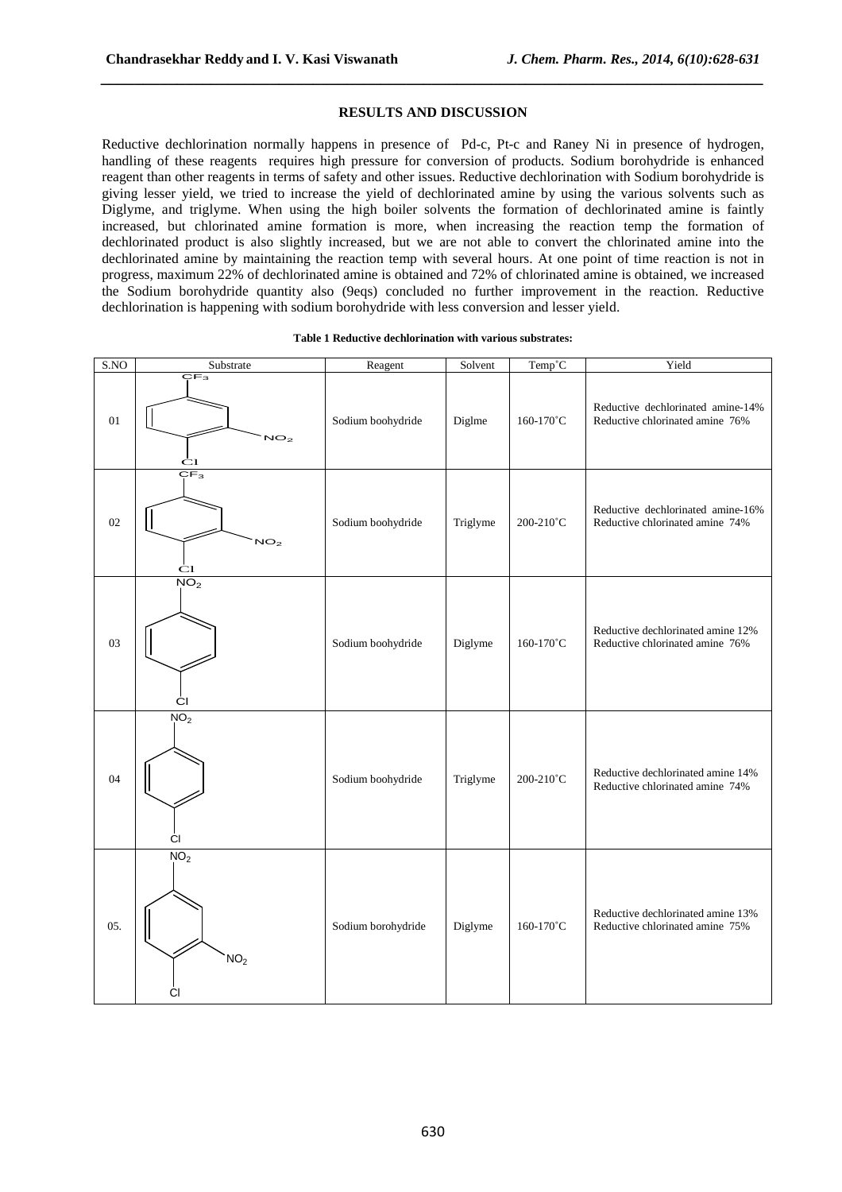## RESULTS AND DISCUSSION

Reductive dechlorination normally happens in presence of Pd-c, Pt-c and Raney Ni in presence of hydrogen, handling of these reagents requires high pressure for conversion of products. Sodium borohydride is enhanced reagent than other reagents in terms of safety and other issues. Reductive dechlorination with Sodium borohydride is giving lesser yield, we tried to increase the yield of dechlorinated amine by using the various solvents such as Diglyme, and triglyme. When using the high boiler solvents the formation of dechlorinated amine is faintly increased, but chlorinated amine formation is more, when increasing the reaction temp the formation of dechlorinated product is also slightly increased, but we are not able to convert the chlorinated amine into the dechlorinated amine by maintaining the reaction temp with several hours. At one point of time reaction is not in progress, maximum 22% of dechlorinated amine is obtained and 72% of chlorinated amine is obtained, we increased the Sodium borohydride quantity also (9eqs) concluded no further improvement in the reaction. Reductive dechlorination is happening with sodium borohydride with less conversion and lesser yield.

**Table 1 Reductive dechlorination with various substrates:**

| S.NO | Substrate | Reagent | Solvent | Temp˚C | Yield |
|---|---|---|---|---|---|
| 01 | $CF_3$, $NO_2$, Cl substituted benzene | Sodium boohydride | Diglme | 160-170˚C | Reductive dechlorinated amine-14%<br>Reductive chlorinated amine 76% |
| 02 | $CF_3$, $NO_2$, Cl substituted benzene | Sodium boohydride | Triglyme | 200-210˚C | Reductive dechlorinated amine-16%<br>Reductive chlorinated amine 74% |
| 03 | $NO_2$, Cl substituted benzene | Sodium boohydride | Diglyme | 160-170˚C | Reductive dechlorinated amine 12%<br>Reductive chlorinated amine 76% |
| 04 | $NO_2$, Cl substituted benzene | Sodium boohydride | Triglyme | 200-210˚C | Reductive dechlorinated amine 14%<br>Reductive chlorinated amine 74% |
| 05. | $NO_2$, $NO_2$, Cl substituted benzene | Sodium borohydride | Diglyme | 160-170˚C | Reductive dechlorinated amine 13%<br>Reductive chlorinated amine 75% |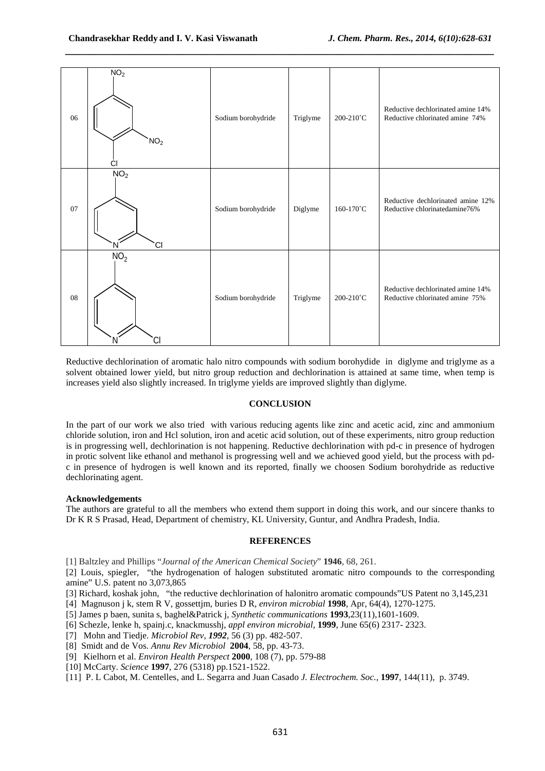| | | | | | |
|---|---|---|---|---|---|
| 06 | $NO_2$, $NO_2$, Cl | Sodium borohydride | Triglyme | 200-210˚C | Reductive dechlorinated amine 14%<br>Reductive chlorinated amine 74% |
| 07 | $NO_2$, N, Cl | Sodium borohydride | Diglyme | 160-170˚C | Reductive dechlorinated amine 12%<br>Reductive chlorinatedamine76% |
| 08 | $NO_2$, N, Cl | Sodium borohydride | Triglyme | 200-210˚C | Reductive dechlorinated amine 14%<br>Reductive chlorinated amine 75% |

Reductive dechlorination of aromatic halo nitro compounds with sodium borohydide in diglyme and triglyme as a solvent obtained lower yield, but nitro group reduction and dechlorination is attained at same time, when temp is increases yield also slightly increased. In triglyme yields are improved slightly than diglyme.

## CONCLUSION

In the part of our work we also tried with various reducing agents like zinc and acetic acid, zinc and ammonium chloride solution, iron and Hcl solution, iron and acetic acid solution, out of these experiments, nitro group reduction is in progressing well, dechlorination is not happening. Reductive dechlorination with pd-c in presence of hydrogen in protic solvent like ethanol and methanol is progressing well and we achieved good yield, but the process with pd-c in presence of hydrogen is well known and its reported, finally we choosen Sodium borohydride as reductive dechlorinating agent.

**Acknowledgements**

The authors are grateful to all the members who extend them support in doing this work, and our sincere thanks to Dr K R S Prasad, Head, Department of chemistry, KL University, Guntur, and Andhra Pradesh, India.

## REFERENCES

[1] Baltzley and Phillips "*Journal of the American Chemical Society*" **1946**, 68, 261.

[2] Louis, spiegler, "the hydrogenation of halogen substituted aromatic nitro compounds to the corresponding amine" U.S. patent no 3,073,865

[3] Richard, koshak john, "the reductive dechlorination of halonitro aromatic compounds"US Patent no 3,145,231

[4] Magnuson j k, stem R V, gossettjm, buries D R, *environ microbial* **1998**, Apr, 64(4), 1270-1275.

[5] James p baen, sunita s, baghel&Patrick j, *Synthetic communications* **1993**,23(11),1601-1609.

[6] Schezle, lenke h, spainj.c, knackmusshj, *appl environ microbial*, **1999**, June 65(6) 2317- 2323.

[7] Mohn and Tiedje. *Microbiol Rev, 1992*, 56 (3) pp. 482-507.

[8] Smidt and de Vos. *Annu Rev Microbiol* **2004**, 58, pp. 43-73.

[9] Kielhorn et al. *Environ Health Perspect* **2000**, 108 (7), pp. 579-88

[10] McCarty. *Science* **1997**, 276 (5318) pp.1521-1522.

[11] P. L Cabot, M. Centelles, and L. Segarra and Juan Casado *J. Electrochem. Soc.,* **1997**, 144(11), p. 3749.